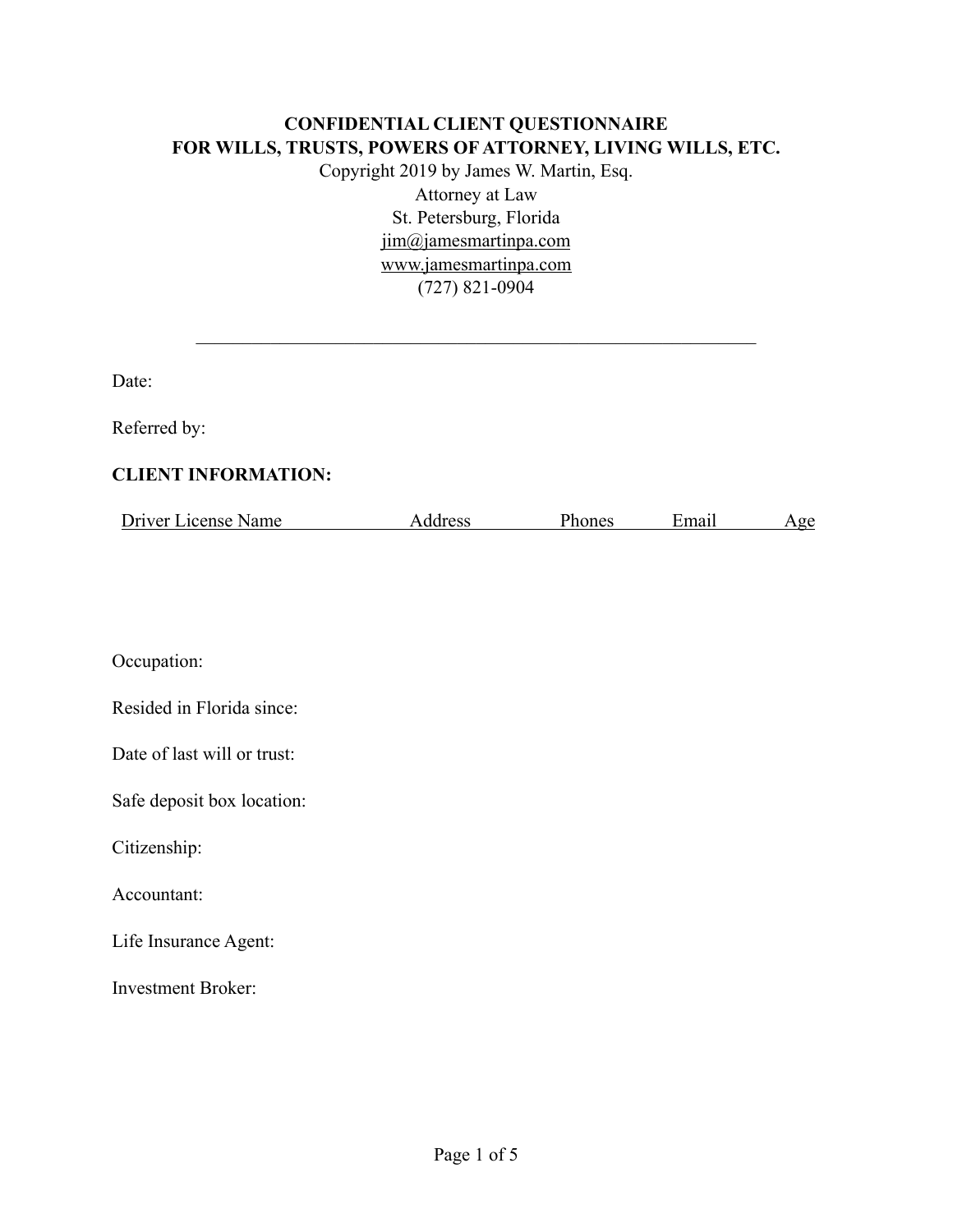**CONFIDENTIAL CLIENT QUESTIONNAIRE**
**FOR WILLS, TRUSTS, POWERS OF ATTORNEY, LIVING WILLS, ETC.**

Copyright 2019 by James W. Martin, Esq.
Attorney at Law
St. Petersburg, Florida
jim@jamesmartinpa.com
www.jamesmartinpa.com
(727) 821-0904

---

Date:

Referred by:

**CLIENT INFORMATION:**

| Driver License Name | Address | Phones | Email | Age |
|---|---|---|---|---|
| | | | | |

Occupation:

Resided in Florida since:

Date of last will or trust:

Safe deposit box location:

Citizenship:

Accountant:

Life Insurance Agent:

Investment Broker: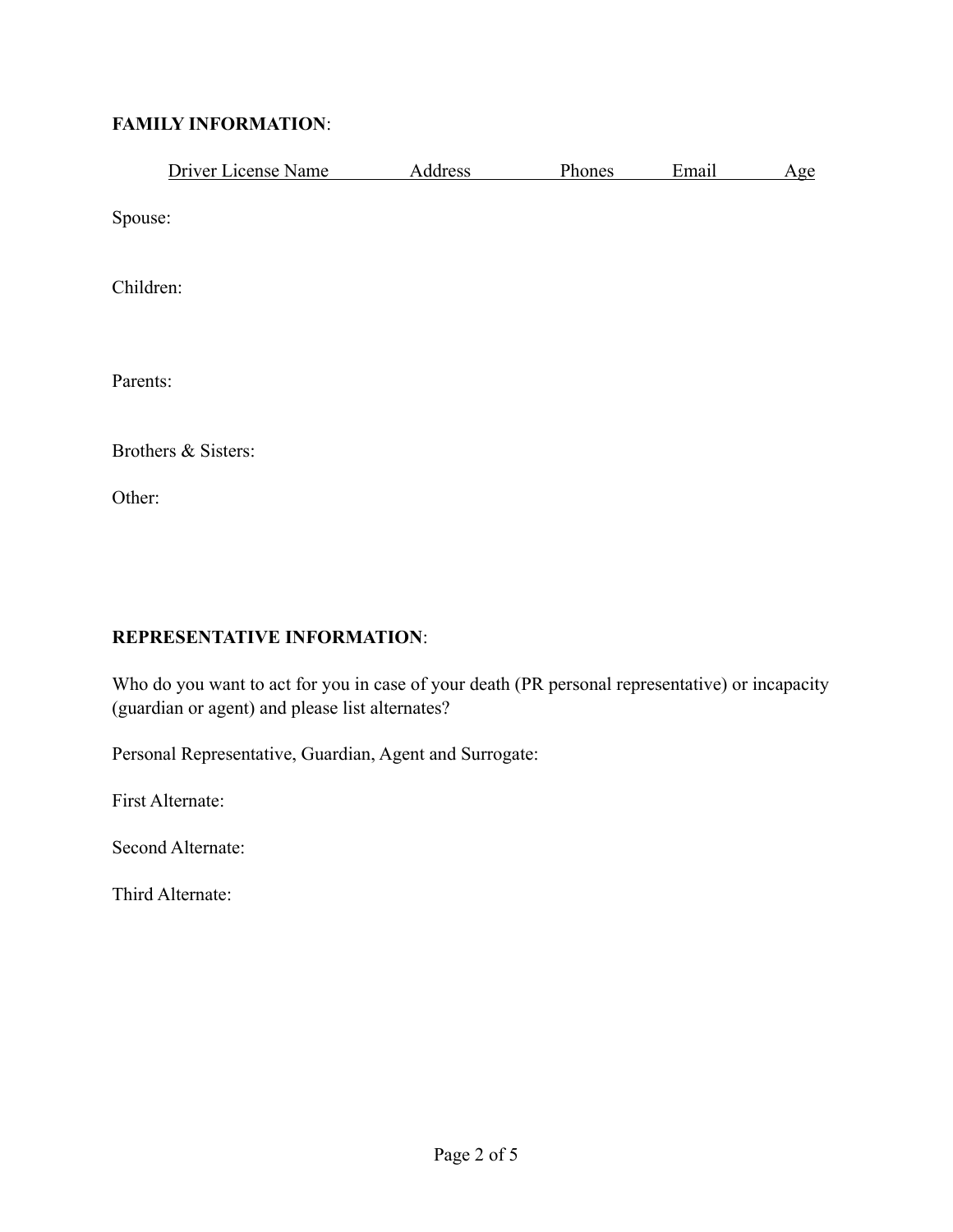**FAMILY INFORMATION**:

| | Driver License Name | Address | Phones | Email | Age |
|---|---|---|---|---|---|
| Spouse: | | | | | |
| Children: | | | | | |
| Parents: | | | | | |
| Brothers & Sisters: | | | | | |
| Other: | | | | | |

**REPRESENTATIVE INFORMATION**:

Who do you want to act for you in case of your death (PR personal representative) or incapacity (guardian or agent) and please list alternates?

Personal Representative, Guardian, Agent and Surrogate:

First Alternate:

Second Alternate:

Third Alternate: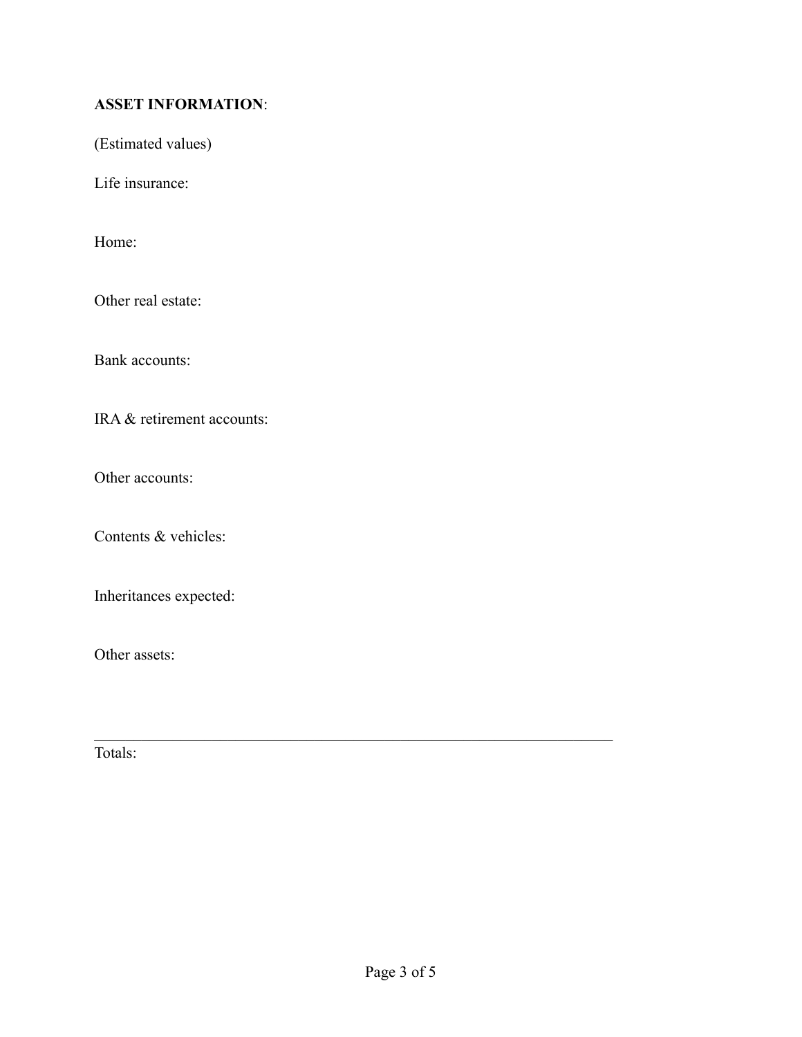**ASSET INFORMATION**:

(Estimated values)

Life insurance:

Home:

Other real estate:

Bank accounts:

IRA & retirement accounts:

Other accounts:

Contents & vehicles:

Inheritances expected:

Other assets:

___________________________________________________________________

Totals: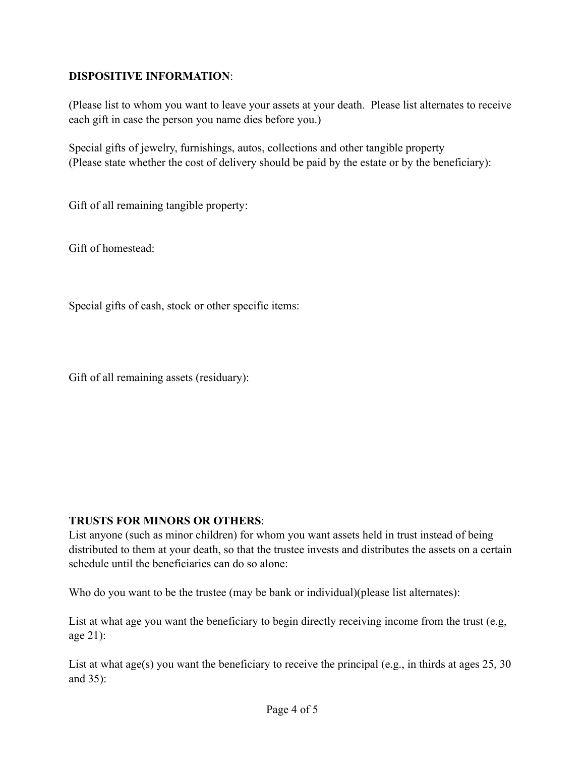**DISPOSITIVE INFORMATION**:

(Please list to whom you want to leave your assets at your death. Please list alternates to receive each gift in case the person you name dies before you.)

Special gifts of jewelry, furnishings, autos, collections and other tangible property (Please state whether the cost of delivery should be paid by the estate or by the beneficiary):

Gift of all remaining tangible property:

Gift of homestead:

Special gifts of cash, stock or other specific items:

Gift of all remaining assets (residuary):

**TRUSTS FOR MINORS OR OTHERS**:

List anyone (such as minor children) for whom you want assets held in trust instead of being distributed to them at your death, so that the trustee invests and distributes the assets on a certain schedule until the beneficiaries can do so alone:

Who do you want to be the trustee (may be bank or individual)(please list alternates):

List at what age you want the beneficiary to begin directly receiving income from the trust (e.g, age 21):

List at what age(s) you want the beneficiary to receive the principal (e.g., in thirds at ages 25, 30 and 35):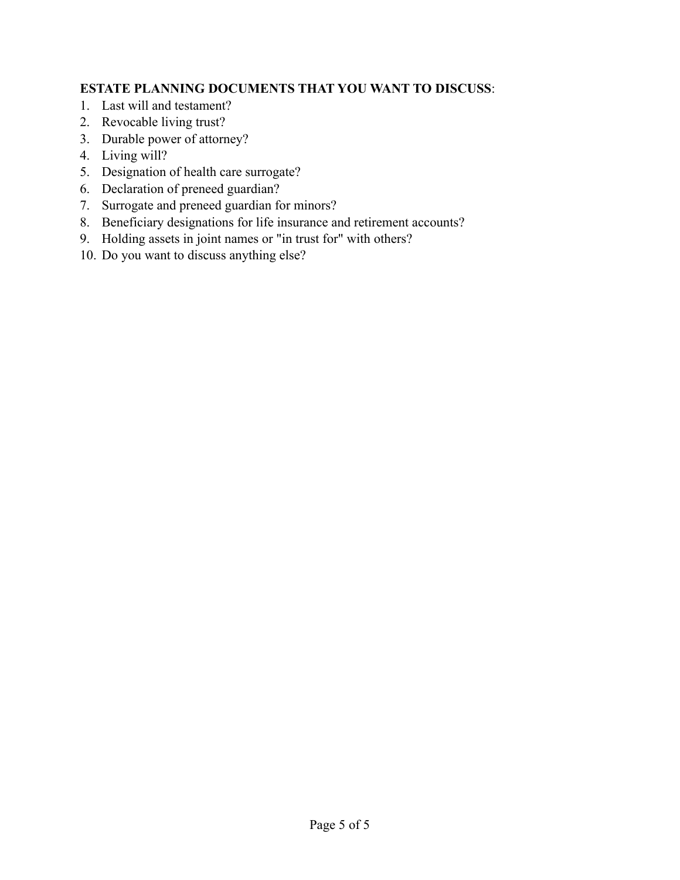**ESTATE PLANNING DOCUMENTS THAT YOU WANT TO DISCUSS**:

1. Last will and testament?
2. Revocable living trust?
3. Durable power of attorney?
4. Living will?
5. Designation of health care surrogate?
6. Declaration of preneed guardian?
7. Surrogate and preneed guardian for minors?
8. Beneficiary designations for life insurance and retirement accounts?
9. Holding assets in joint names or "in trust for" with others?
10. Do you want to discuss anything else?